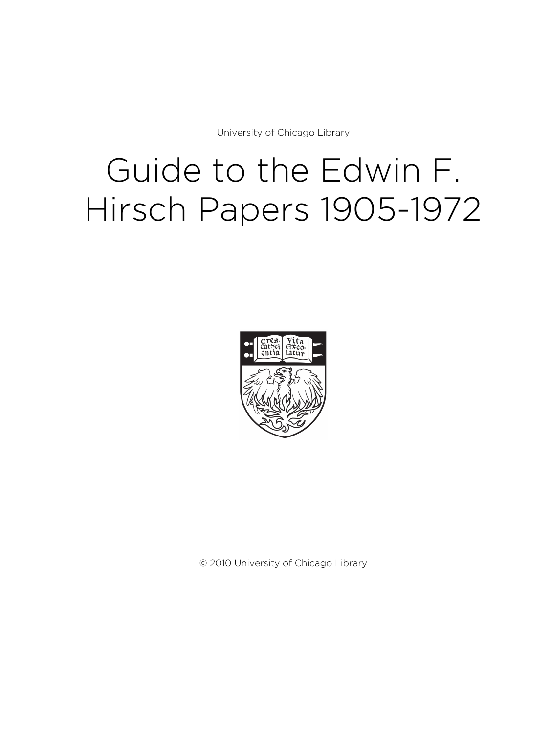University of Chicago Library

# Guide to the Edwin F. Hirsch Papers 1905-1972

© 2010 University of Chicago Library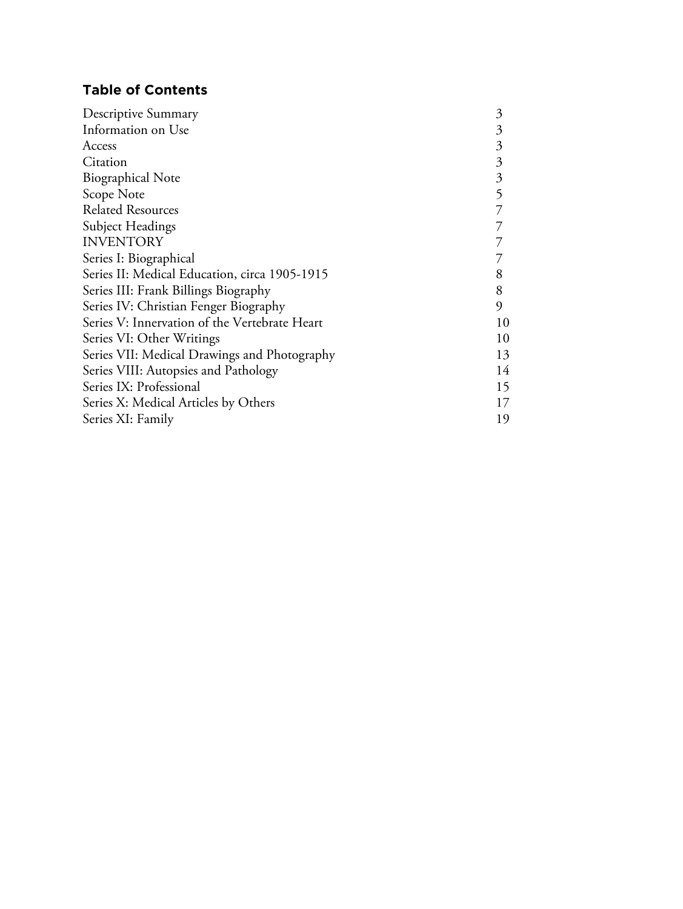## Table of Contents

| | |
|---|---|
| Descriptive Summary | 3 |
| Information on Use | 3 |
| Access | 3 |
| Citation | 3 |
| Biographical Note | 3 |
| Scope Note | 5 |
| Related Resources | 7 |
| Subject Headings | 7 |
| INVENTORY | 7 |
| Series I: Biographical | 7 |
| Series II: Medical Education, circa 1905-1915 | 8 |
| Series III: Frank Billings Biography | 8 |
| Series IV: Christian Fenger Biography | 9 |
| Series V: Innervation of the Vertebrate Heart | 10 |
| Series VI: Other Writings | 10 |
| Series VII: Medical Drawings and Photography | 13 |
| Series VIII: Autopsies and Pathology | 14 |
| Series IX: Professional | 15 |
| Series X: Medical Articles by Others | 17 |
| Series XI: Family | 19 |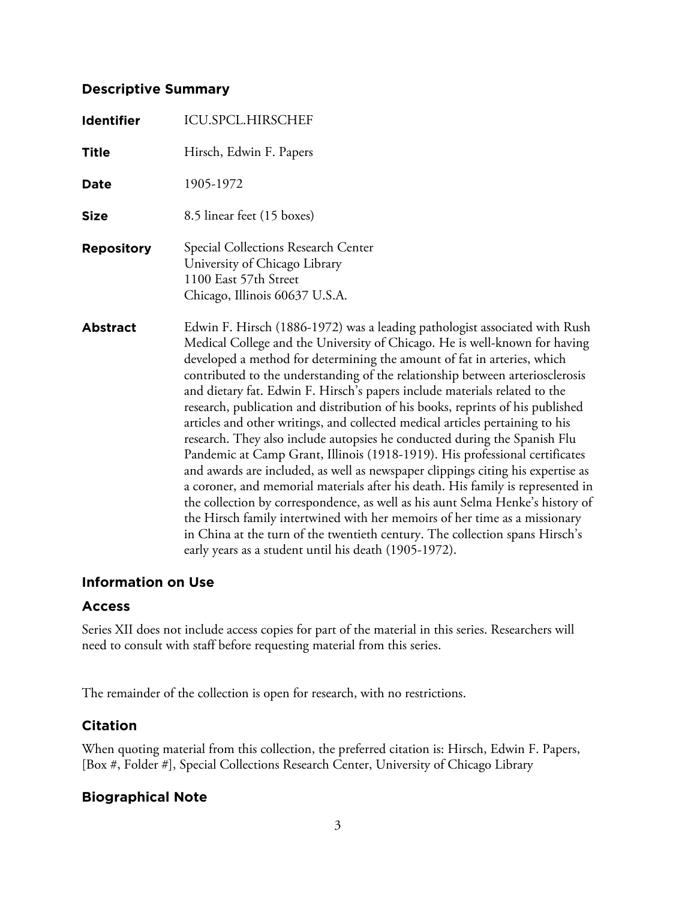## Descriptive Summary

**Identifier** ICU.SPCL.HIRSCHEF

**Title** Hirsch, Edwin F. Papers

**Date** 1905-1972

**Size** 8.5 linear feet (15 boxes)

**Repository** Special Collections Research Center
University of Chicago Library
1100 East 57th Street
Chicago, Illinois 60637 U.S.A.

**Abstract** Edwin F. Hirsch (1886-1972) was a leading pathologist associated with Rush Medical College and the University of Chicago. He is well-known for having developed a method for determining the amount of fat in arteries, which contributed to the understanding of the relationship between arteriosclerosis and dietary fat. Edwin F. Hirsch's papers include materials related to the research, publication and distribution of his books, reprints of his published articles and other writings, and collected medical articles pertaining to his research. They also include autopsies he conducted during the Spanish Flu Pandemic at Camp Grant, Illinois (1918-1919). His professional certificates and awards are included, as well as newspaper clippings citing his expertise as a coroner, and memorial materials after his death. His family is represented in the collection by correspondence, as well as his aunt Selma Henke's history of the Hirsch family intertwined with her memoirs of her time as a missionary in China at the turn of the twentieth century. The collection spans Hirsch's early years as a student until his death (1905-1972).

## Information on Use

## Access

Series XII does not include access copies for part of the material in this series. Researchers will need to consult with staff before requesting material from this series.

The remainder of the collection is open for research, with no restrictions.

## Citation

When quoting material from this collection, the preferred citation is: Hirsch, Edwin F. Papers, [Box #, Folder #], Special Collections Research Center, University of Chicago Library

## Biographical Note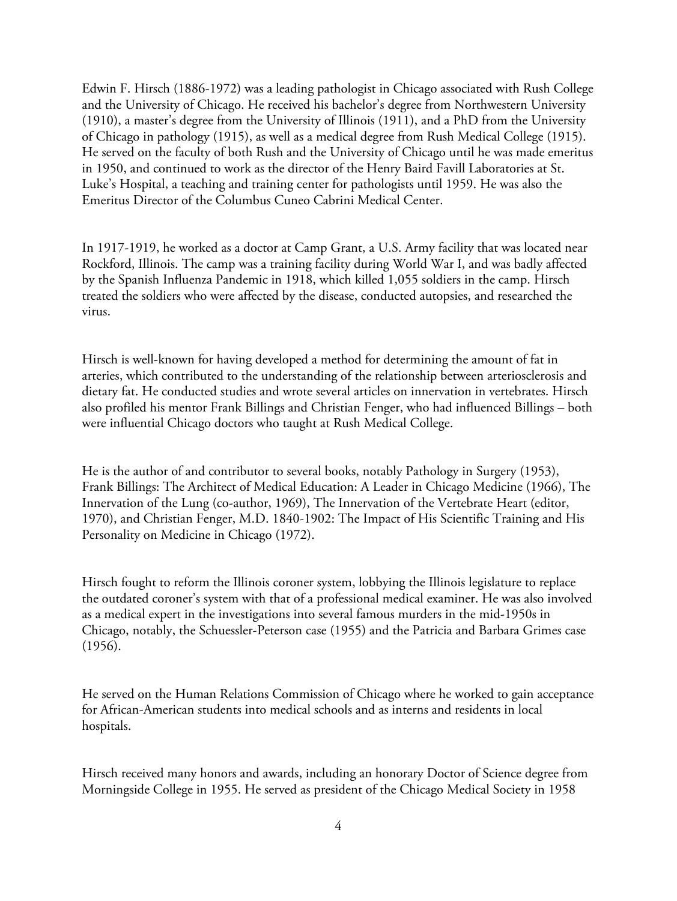Edwin F. Hirsch (1886-1972) was a leading pathologist in Chicago associated with Rush College and the University of Chicago. He received his bachelor's degree from Northwestern University (1910), a master's degree from the University of Illinois (1911), and a PhD from the University of Chicago in pathology (1915), as well as a medical degree from Rush Medical College (1915). He served on the faculty of both Rush and the University of Chicago until he was made emeritus in 1950, and continued to work as the director of the Henry Baird Favill Laboratories at St. Luke's Hospital, a teaching and training center for pathologists until 1959. He was also the Emeritus Director of the Columbus Cuneo Cabrini Medical Center.

In 1917-1919, he worked as a doctor at Camp Grant, a U.S. Army facility that was located near Rockford, Illinois. The camp was a training facility during World War I, and was badly affected by the Spanish Influenza Pandemic in 1918, which killed 1,055 soldiers in the camp. Hirsch treated the soldiers who were affected by the disease, conducted autopsies, and researched the virus.

Hirsch is well-known for having developed a method for determining the amount of fat in arteries, which contributed to the understanding of the relationship between arteriosclerosis and dietary fat. He conducted studies and wrote several articles on innervation in vertebrates. Hirsch also profiled his mentor Frank Billings and Christian Fenger, who had influenced Billings – both were influential Chicago doctors who taught at Rush Medical College.

He is the author of and contributor to several books, notably Pathology in Surgery (1953), Frank Billings: The Architect of Medical Education: A Leader in Chicago Medicine (1966), The Innervation of the Lung (co-author, 1969), The Innervation of the Vertebrate Heart (editor, 1970), and Christian Fenger, M.D. 1840-1902: The Impact of His Scientific Training and His Personality on Medicine in Chicago (1972).

Hirsch fought to reform the Illinois coroner system, lobbying the Illinois legislature to replace the outdated coroner's system with that of a professional medical examiner. He was also involved as a medical expert in the investigations into several famous murders in the mid-1950s in Chicago, notably, the Schuessler-Peterson case (1955) and the Patricia and Barbara Grimes case (1956).

He served on the Human Relations Commission of Chicago where he worked to gain acceptance for African-American students into medical schools and as interns and residents in local hospitals.

Hirsch received many honors and awards, including an honorary Doctor of Science degree from Morningside College in 1955. He served as president of the Chicago Medical Society in 1958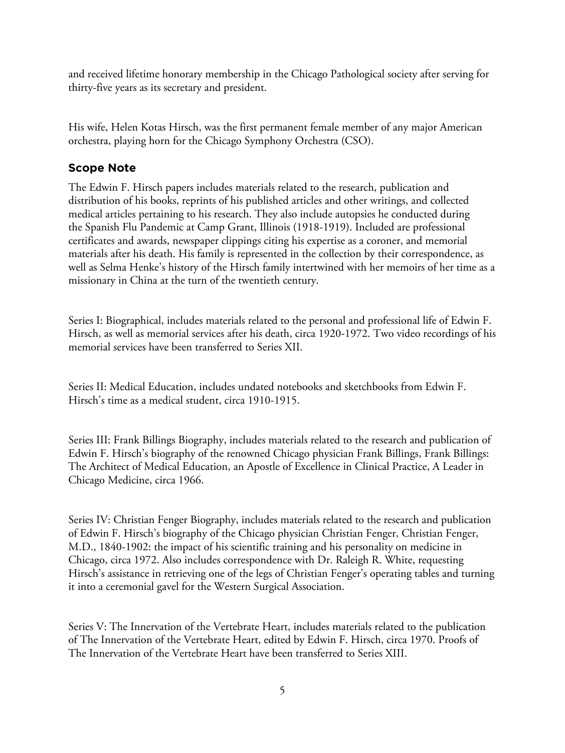and received lifetime honorary membership in the Chicago Pathological society after serving for thirty-five years as its secretary and president.

His wife, Helen Kotas Hirsch, was the first permanent female member of any major American orchestra, playing horn for the Chicago Symphony Orchestra (CSO).

## Scope Note

The Edwin F. Hirsch papers includes materials related to the research, publication and distribution of his books, reprints of his published articles and other writings, and collected medical articles pertaining to his research. They also include autopsies he conducted during the Spanish Flu Pandemic at Camp Grant, Illinois (1918-1919). Included are professional certificates and awards, newspaper clippings citing his expertise as a coroner, and memorial materials after his death. His family is represented in the collection by their correspondence, as well as Selma Henke's history of the Hirsch family intertwined with her memoirs of her time as a missionary in China at the turn of the twentieth century.

Series I: Biographical, includes materials related to the personal and professional life of Edwin F. Hirsch, as well as memorial services after his death, circa 1920-1972. Two video recordings of his memorial services have been transferred to Series XII.

Series II: Medical Education, includes undated notebooks and sketchbooks from Edwin F. Hirsch's time as a medical student, circa 1910-1915.

Series III: Frank Billings Biography, includes materials related to the research and publication of Edwin F. Hirsch's biography of the renowned Chicago physician Frank Billings, Frank Billings: The Architect of Medical Education, an Apostle of Excellence in Clinical Practice, A Leader in Chicago Medicine, circa 1966.

Series IV: Christian Fenger Biography, includes materials related to the research and publication of Edwin F. Hirsch's biography of the Chicago physician Christian Fenger, Christian Fenger, M.D., 1840-1902: the impact of his scientific training and his personality on medicine in Chicago, circa 1972. Also includes correspondence with Dr. Raleigh R. White, requesting Hirsch's assistance in retrieving one of the legs of Christian Fenger's operating tables and turning it into a ceremonial gavel for the Western Surgical Association.

Series V: The Innervation of the Vertebrate Heart, includes materials related to the publication of The Innervation of the Vertebrate Heart, edited by Edwin F. Hirsch, circa 1970. Proofs of The Innervation of the Vertebrate Heart have been transferred to Series XIII.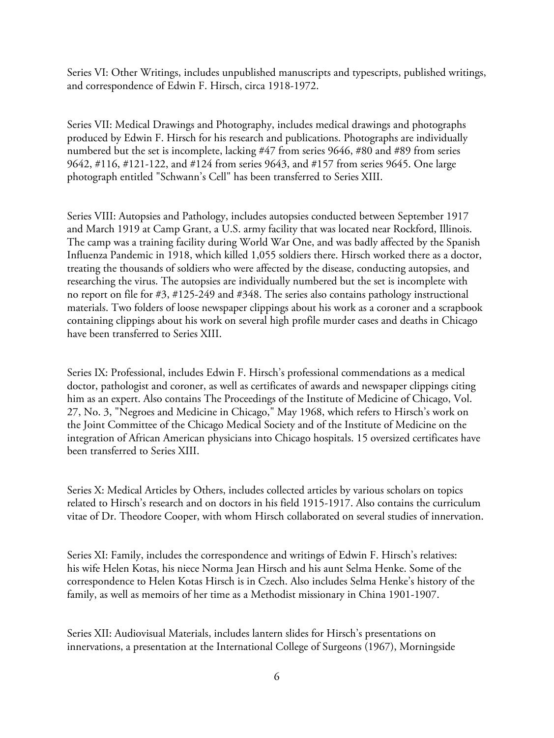Series VI: Other Writings, includes unpublished manuscripts and typescripts, published writings, and correspondence of Edwin F. Hirsch, circa 1918-1972.

Series VII: Medical Drawings and Photography, includes medical drawings and photographs produced by Edwin F. Hirsch for his research and publications. Photographs are individually numbered but the set is incomplete, lacking #47 from series 9646, #80 and #89 from series 9642, #116, #121-122, and #124 from series 9643, and #157 from series 9645. One large photograph entitled "Schwann's Cell" has been transferred to Series XIII.

Series VIII: Autopsies and Pathology, includes autopsies conducted between September 1917 and March 1919 at Camp Grant, a U.S. army facility that was located near Rockford, Illinois. The camp was a training facility during World War One, and was badly affected by the Spanish Influenza Pandemic in 1918, which killed 1,055 soldiers there. Hirsch worked there as a doctor, treating the thousands of soldiers who were affected by the disease, conducting autopsies, and researching the virus. The autopsies are individually numbered but the set is incomplete with no report on file for #3, #125-249 and #348. The series also contains pathology instructional materials. Two folders of loose newspaper clippings about his work as a coroner and a scrapbook containing clippings about his work on several high profile murder cases and deaths in Chicago have been transferred to Series XIII.

Series IX: Professional, includes Edwin F. Hirsch's professional commendations as a medical doctor, pathologist and coroner, as well as certificates of awards and newspaper clippings citing him as an expert. Also contains The Proceedings of the Institute of Medicine of Chicago, Vol. 27, No. 3, "Negroes and Medicine in Chicago," May 1968, which refers to Hirsch's work on the Joint Committee of the Chicago Medical Society and of the Institute of Medicine on the integration of African American physicians into Chicago hospitals. 15 oversized certificates have been transferred to Series XIII.

Series X: Medical Articles by Others, includes collected articles by various scholars on topics related to Hirsch's research and on doctors in his field 1915-1917. Also contains the curriculum vitae of Dr. Theodore Cooper, with whom Hirsch collaborated on several studies of innervation.

Series XI: Family, includes the correspondence and writings of Edwin F. Hirsch's relatives: his wife Helen Kotas, his niece Norma Jean Hirsch and his aunt Selma Henke. Some of the correspondence to Helen Kotas Hirsch is in Czech. Also includes Selma Henke's history of the family, as well as memoirs of her time as a Methodist missionary in China 1901-1907.

Series XII: Audiovisual Materials, includes lantern slides for Hirsch's presentations on innervations, a presentation at the International College of Surgeons (1967), Morningside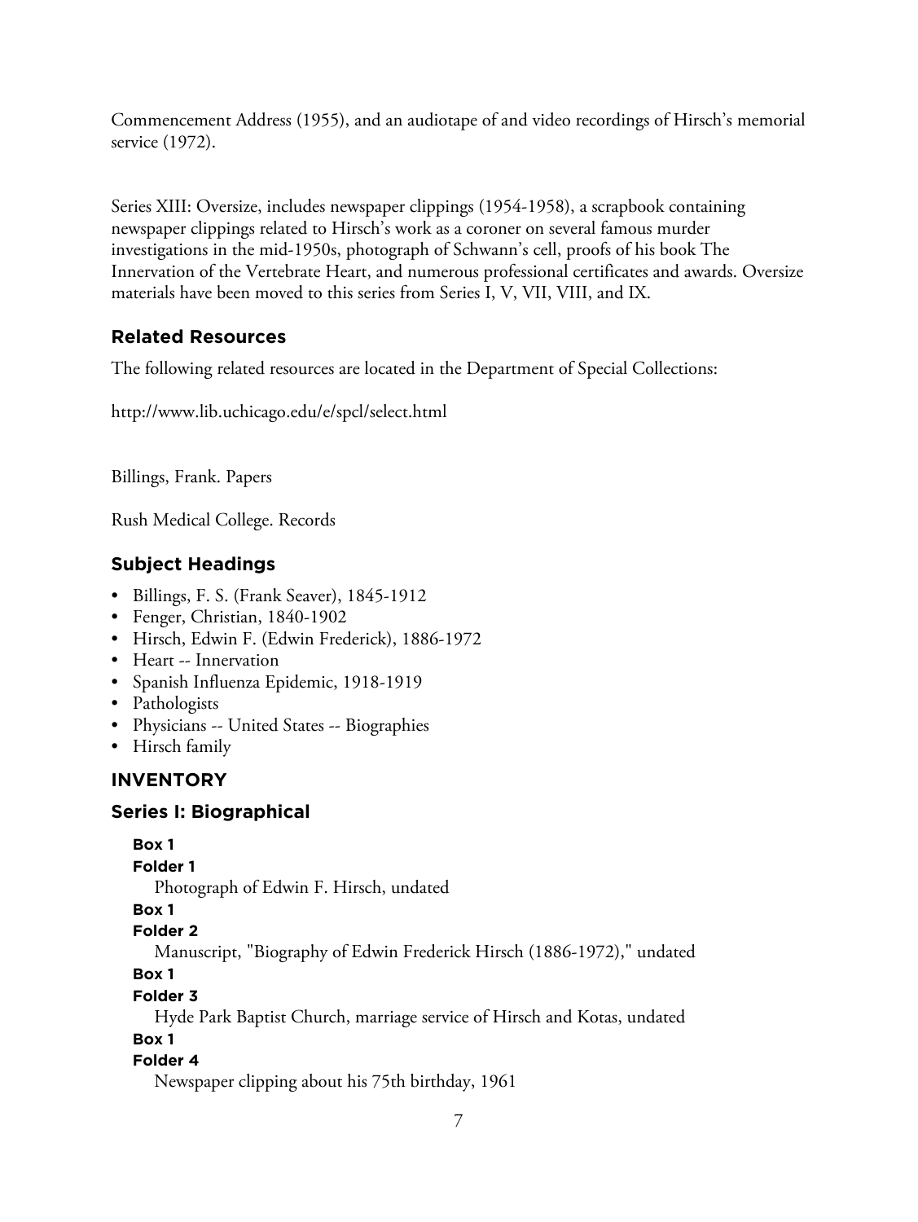Commencement Address (1955), and an audiotape of and video recordings of Hirsch's memorial service (1972).

Series XIII: Oversize, includes newspaper clippings (1954-1958), a scrapbook containing newspaper clippings related to Hirsch's work as a coroner on several famous murder investigations in the mid-1950s, photograph of Schwann's cell, proofs of his book The Innervation of the Vertebrate Heart, and numerous professional certificates and awards. Oversize materials have been moved to this series from Series I, V, VII, VIII, and IX.

## Related Resources

The following related resources are located in the Department of Special Collections:

http://www.lib.uchicago.edu/e/spcl/select.html

Billings, Frank. Papers

Rush Medical College. Records

## Subject Headings

- Billings, F. S. (Frank Seaver), 1845-1912
- Fenger, Christian, 1840-1902
- Hirsch, Edwin F. (Edwin Frederick), 1886-1972
- Heart -- Innervation
- Spanish Influenza Epidemic, 1918-1919
- Pathologists
- Physicians -- United States -- Biographies
- Hirsch family

# INVENTORY

## Series I: Biographical

**Box 1**
**Folder 1**
Photograph of Edwin F. Hirsch, undated

**Box 1**
**Folder 2**
Manuscript, "Biography of Edwin Frederick Hirsch (1886-1972)," undated

**Box 1**
**Folder 3**
Hyde Park Baptist Church, marriage service of Hirsch and Kotas, undated

**Box 1**
**Folder 4**
Newspaper clipping about his 75th birthday, 1961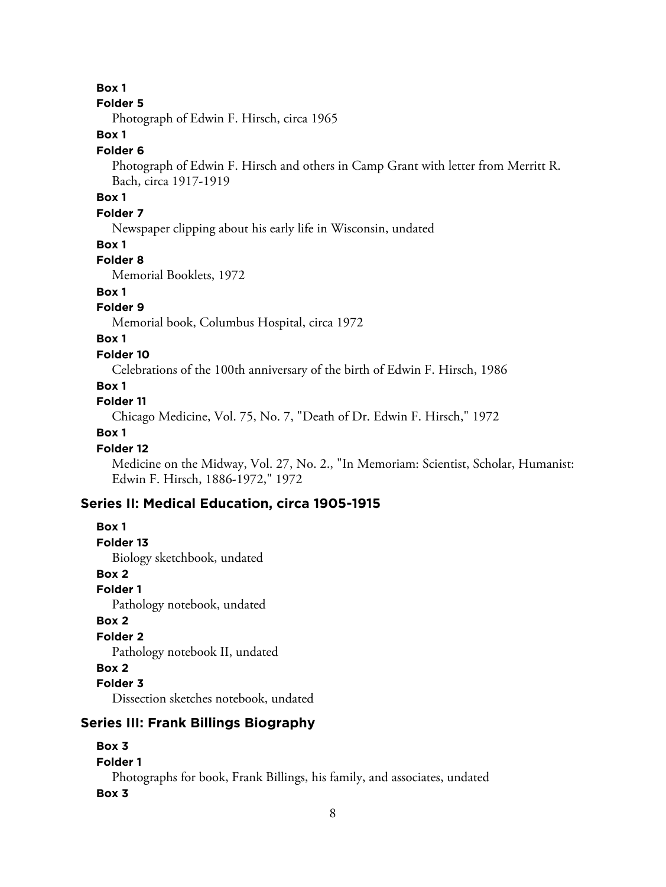**Box 1**

**Folder 5**

Photograph of Edwin F. Hirsch, circa 1965

**Box 1**

**Folder 6**

Photograph of Edwin F. Hirsch and others in Camp Grant with letter from Merritt R. Bach, circa 1917-1919

**Box 1**

**Folder 7**

Newspaper clipping about his early life in Wisconsin, undated

**Box 1**

**Folder 8**

Memorial Booklets, 1972

**Box 1**

**Folder 9**

Memorial book, Columbus Hospital, circa 1972

**Box 1**

**Folder 10**

Celebrations of the 100th anniversary of the birth of Edwin F. Hirsch, 1986

**Box 1**

**Folder 11**

Chicago Medicine, Vol. 75, No. 7, "Death of Dr. Edwin F. Hirsch," 1972

**Box 1**

**Folder 12**

Medicine on the Midway, Vol. 27, No. 2., "In Memoriam: Scientist, Scholar, Humanist: Edwin F. Hirsch, 1886-1972," 1972

## Series II: Medical Education, circa 1905-1915

**Box 1**

**Folder 13**

Biology sketchbook, undated

**Box 2**

**Folder 1**

Pathology notebook, undated

**Box 2**

**Folder 2**

Pathology notebook II, undated

**Box 2**

**Folder 3**

Dissection sketches notebook, undated

## Series III: Frank Billings Biography

**Box 3**

**Folder 1**

Photographs for book, Frank Billings, his family, and associates, undated

**Box 3**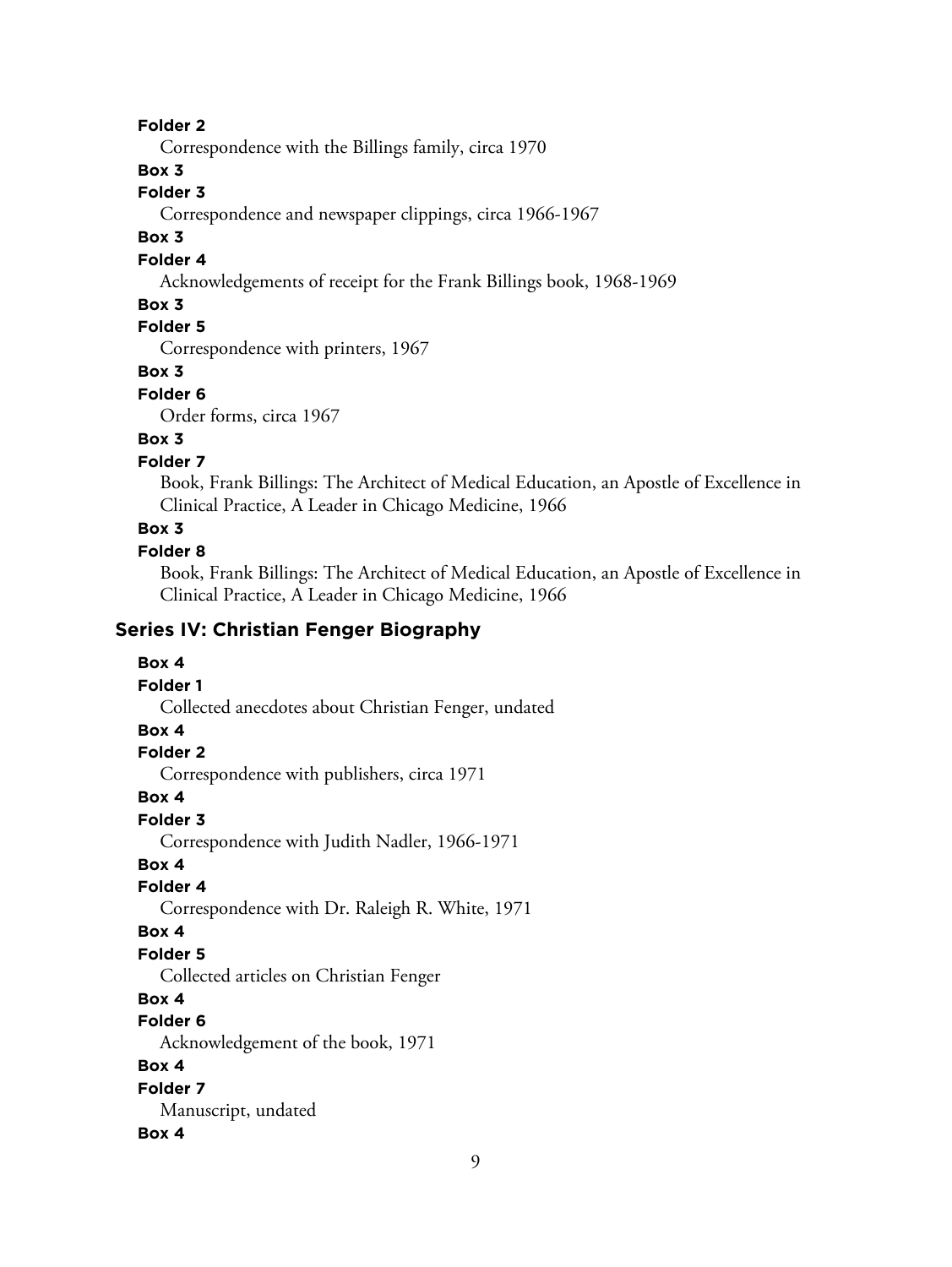**Folder 2**

Correspondence with the Billings family, circa 1970

**Box 3**

**Folder 3**

Correspondence and newspaper clippings, circa 1966-1967

**Box 3**

**Folder 4**

Acknowledgements of receipt for the Frank Billings book, 1968-1969

**Box 3**

**Folder 5**

Correspondence with printers, 1967

**Box 3**

**Folder 6**

Order forms, circa 1967

**Box 3**

**Folder 7**

Book, Frank Billings: The Architect of Medical Education, an Apostle of Excellence in Clinical Practice, A Leader in Chicago Medicine, 1966

**Box 3**

**Folder 8**

Book, Frank Billings: The Architect of Medical Education, an Apostle of Excellence in Clinical Practice, A Leader in Chicago Medicine, 1966

## Series IV: Christian Fenger Biography

**Box 4**

**Folder 1**

Collected anecdotes about Christian Fenger, undated

**Box 4**

**Folder 2**

Correspondence with publishers, circa 1971

**Box 4**

**Folder 3**

Correspondence with Judith Nadler, 1966-1971

**Box 4**

**Folder 4**

Correspondence with Dr. Raleigh R. White, 1971

**Box 4**

**Folder 5**

Collected articles on Christian Fenger

**Box 4**

**Folder 6**

Acknowledgement of the book, 1971

**Box 4**

**Folder 7**

Manuscript, undated

**Box 4**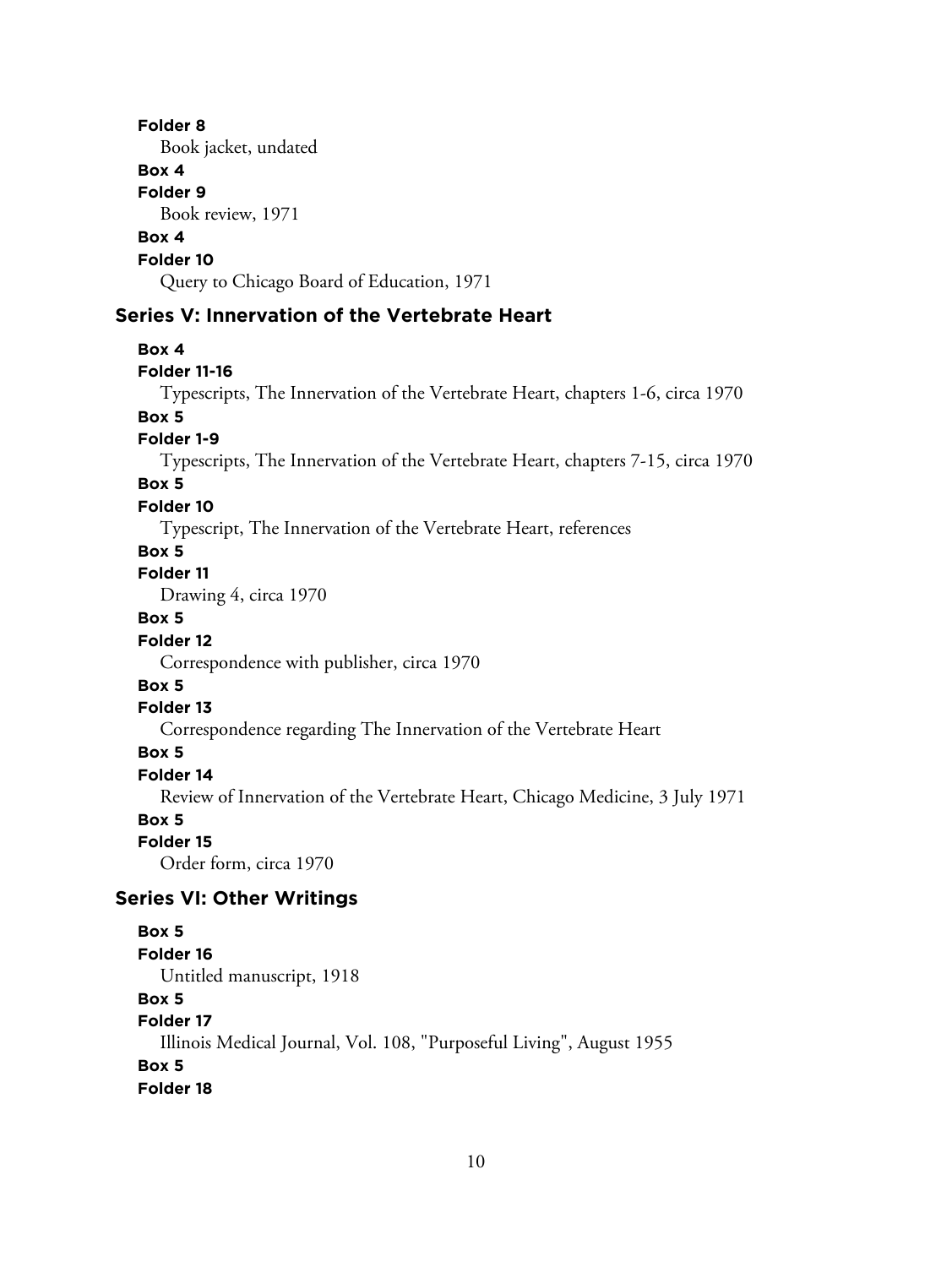**Folder 8**

Book jacket, undated

**Box 4**

**Folder 9**

Book review, 1971

**Box 4**

**Folder 10**

Query to Chicago Board of Education, 1971

## Series V: Innervation of the Vertebrate Heart

**Box 4**

**Folder 11-16**

Typescripts, The Innervation of the Vertebrate Heart, chapters 1-6, circa 1970

**Box 5**

**Folder 1-9**

Typescripts, The Innervation of the Vertebrate Heart, chapters 7-15, circa 1970

**Box 5**

**Folder 10**

Typescript, The Innervation of the Vertebrate Heart, references

**Box 5**

**Folder 11**

Drawing 4, circa 1970

**Box 5**

**Folder 12**

Correspondence with publisher, circa 1970

**Box 5**

**Folder 13**

Correspondence regarding The Innervation of the Vertebrate Heart

**Box 5**

**Folder 14**

Review of Innervation of the Vertebrate Heart, Chicago Medicine, 3 July 1971

**Box 5**

**Folder 15**

Order form, circa 1970

## Series VI: Other Writings

**Box 5**

**Folder 16**

Untitled manuscript, 1918

**Box 5**

**Folder 17**

Illinois Medical Journal, Vol. 108, "Purposeful Living", August 1955

**Box 5**

**Folder 18**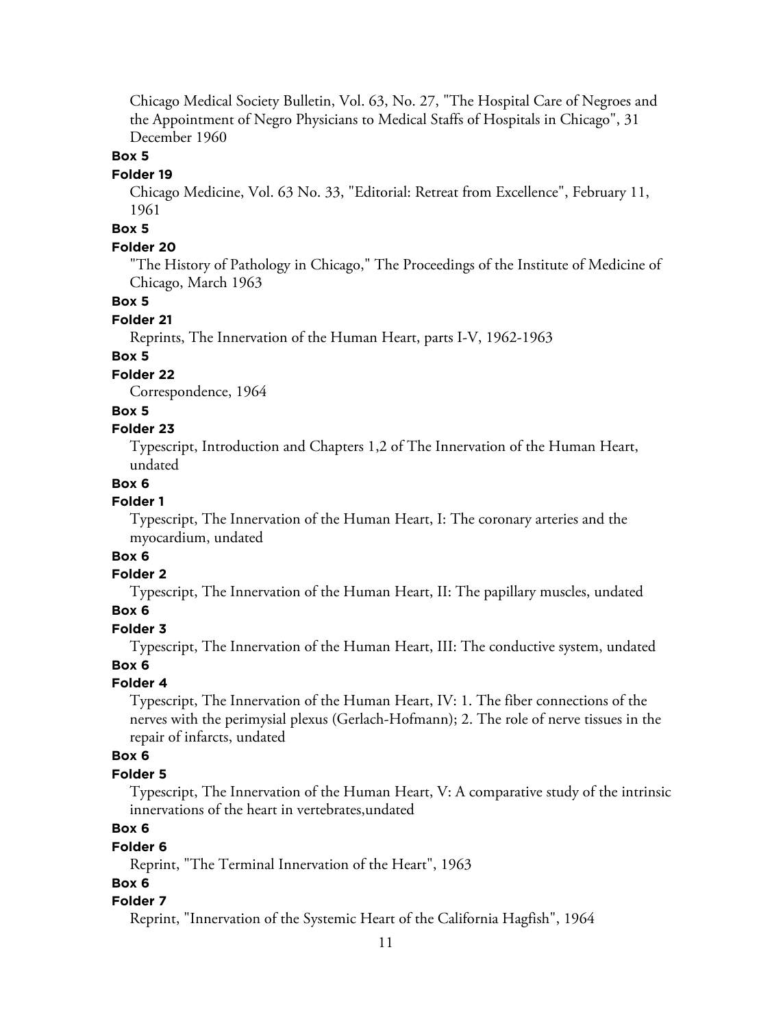Chicago Medical Society Bulletin, Vol. 63, No. 27, "The Hospital Care of Negroes and the Appointment of Negro Physicians to Medical Staffs of Hospitals in Chicago", 31 December 1960

**Box 5**

**Folder 19**

Chicago Medicine, Vol. 63 No. 33, "Editorial: Retreat from Excellence", February 11, 1961

**Box 5**

**Folder 20**

"The History of Pathology in Chicago," The Proceedings of the Institute of Medicine of Chicago, March 1963

**Box 5**

**Folder 21**

Reprints, The Innervation of the Human Heart, parts I-V, 1962-1963

**Box 5**

**Folder 22**

Correspondence, 1964

**Box 5**

**Folder 23**

Typescript, Introduction and Chapters 1,2 of The Innervation of the Human Heart, undated

**Box 6**

**Folder 1**

Typescript, The Innervation of the Human Heart, I: The coronary arteries and the myocardium, undated

**Box 6**

**Folder 2**

Typescript, The Innervation of the Human Heart, II: The papillary muscles, undated

**Box 6**

**Folder 3**

Typescript, The Innervation of the Human Heart, III: The conductive system, undated

**Box 6**

**Folder 4**

Typescript, The Innervation of the Human Heart, IV: 1. The fiber connections of the nerves with the perimysial plexus (Gerlach-Hofmann); 2. The role of nerve tissues in the repair of infarcts, undated

**Box 6**

**Folder 5**

Typescript, The Innervation of the Human Heart, V: A comparative study of the intrinsic innervations of the heart in vertebrates,undated

**Box 6**

**Folder 6**

Reprint, "The Terminal Innervation of the Heart", 1963

**Box 6**

**Folder 7**

Reprint, "Innervation of the Systemic Heart of the California Hagfish", 1964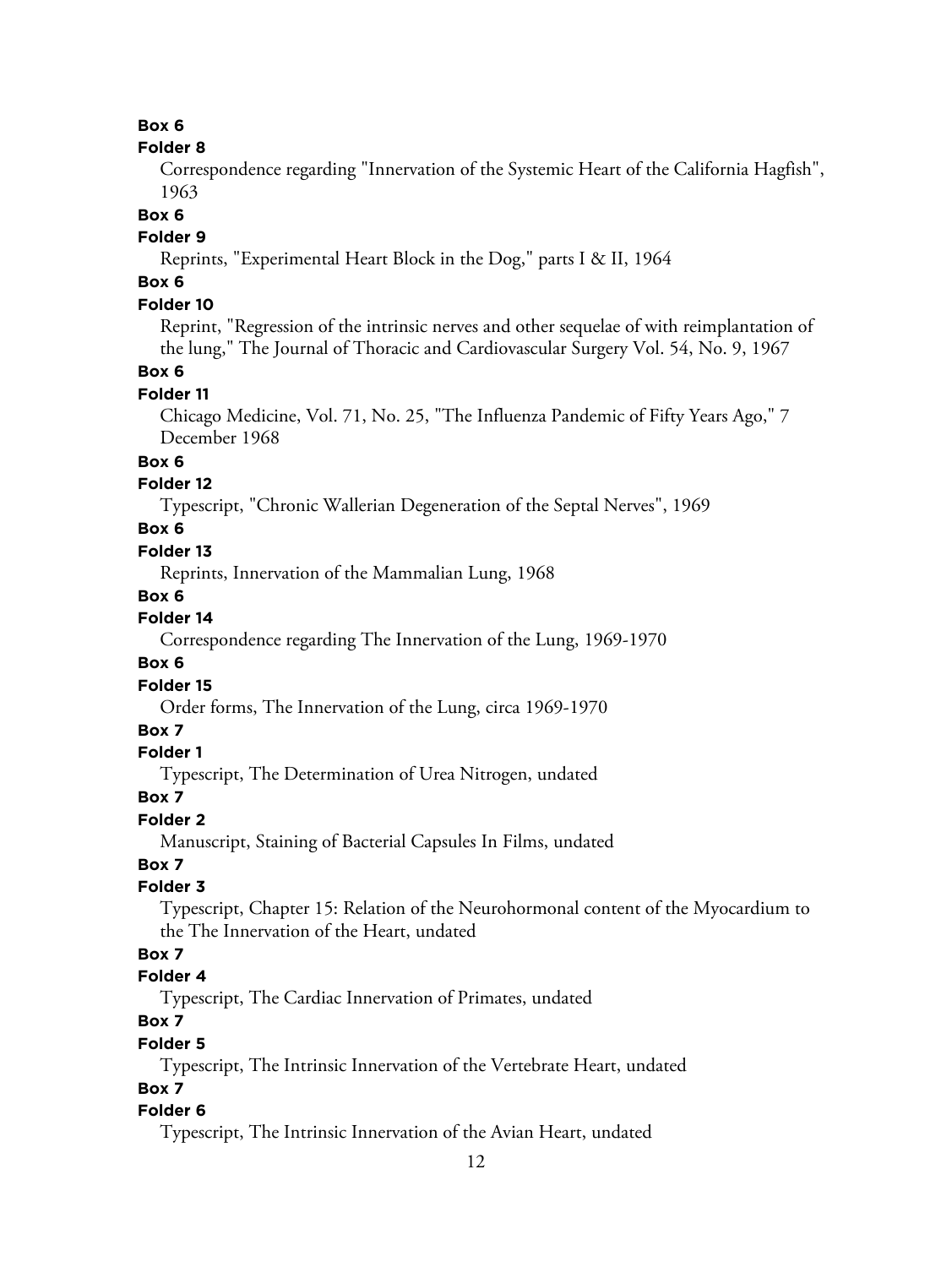**Box 6**

**Folder 8**

Correspondence regarding "Innervation of the Systemic Heart of the California Hagfish", 1963

**Box 6**

**Folder 9**

Reprints, "Experimental Heart Block in the Dog," parts I & II, 1964

**Box 6**

**Folder 10**

Reprint, "Regression of the intrinsic nerves and other sequelae of with reimplantation of the lung," The Journal of Thoracic and Cardiovascular Surgery Vol. 54, No. 9, 1967

**Box 6**

**Folder 11**

Chicago Medicine, Vol. 71, No. 25, "The Influenza Pandemic of Fifty Years Ago," 7 December 1968

**Box 6**

**Folder 12**

Typescript, "Chronic Wallerian Degeneration of the Septal Nerves", 1969

**Box 6**

**Folder 13**

Reprints, Innervation of the Mammalian Lung, 1968

**Box 6**

**Folder 14**

Correspondence regarding The Innervation of the Lung, 1969-1970

**Box 6**

**Folder 15**

Order forms, The Innervation of the Lung, circa 1969-1970

**Box 7**

**Folder 1**

Typescript, The Determination of Urea Nitrogen, undated

**Box 7**

**Folder 2**

Manuscript, Staining of Bacterial Capsules In Films, undated

**Box 7**

**Folder 3**

Typescript, Chapter 15: Relation of the Neurohormonal content of the Myocardium to the The Innervation of the Heart, undated

**Box 7**

**Folder 4**

Typescript, The Cardiac Innervation of Primates, undated

**Box 7**

**Folder 5**

Typescript, The Intrinsic Innervation of the Vertebrate Heart, undated

**Box 7**

**Folder 6**

Typescript, The Intrinsic Innervation of the Avian Heart, undated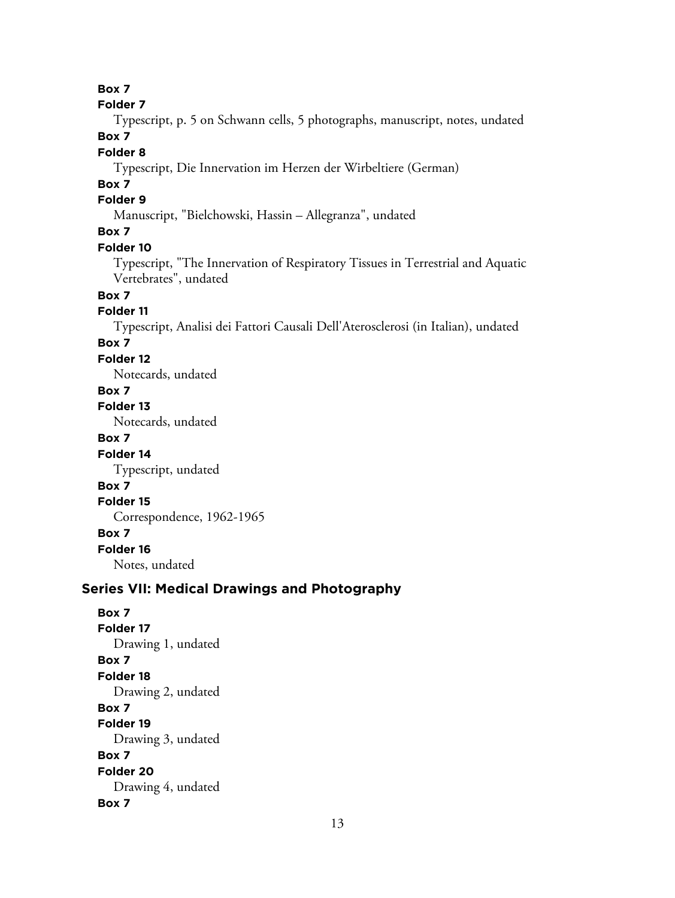**Box 7**

**Folder 7**

Typescript, p. 5 on Schwann cells, 5 photographs, manuscript, notes, undated

**Box 7**

**Folder 8**

Typescript, Die Innervation im Herzen der Wirbeltiere (German)

**Box 7**

**Folder 9**

Manuscript, "Bielchowski, Hassin – Allegranza", undated

**Box 7**

**Folder 10**

Typescript, "The Innervation of Respiratory Tissues in Terrestrial and Aquatic Vertebrates", undated

**Box 7**

**Folder 11**

Typescript, Analisi dei Fattori Causali Dell'Aterosclerosi (in Italian), undated

**Box 7**

**Folder 12**

Notecards, undated

**Box 7**

**Folder 13**

Notecards, undated

**Box 7**

**Folder 14**

Typescript, undated

**Box 7**

**Folder 15**

Correspondence, 1962-1965

**Box 7**

**Folder 16**

Notes, undated

## Series VII: Medical Drawings and Photography

**Box 7**

**Folder 17**

Drawing 1, undated

**Box 7**

**Folder 18**

Drawing 2, undated

**Box 7**

**Folder 19**

Drawing 3, undated

**Box 7**

**Folder 20**

Drawing 4, undated

**Box 7**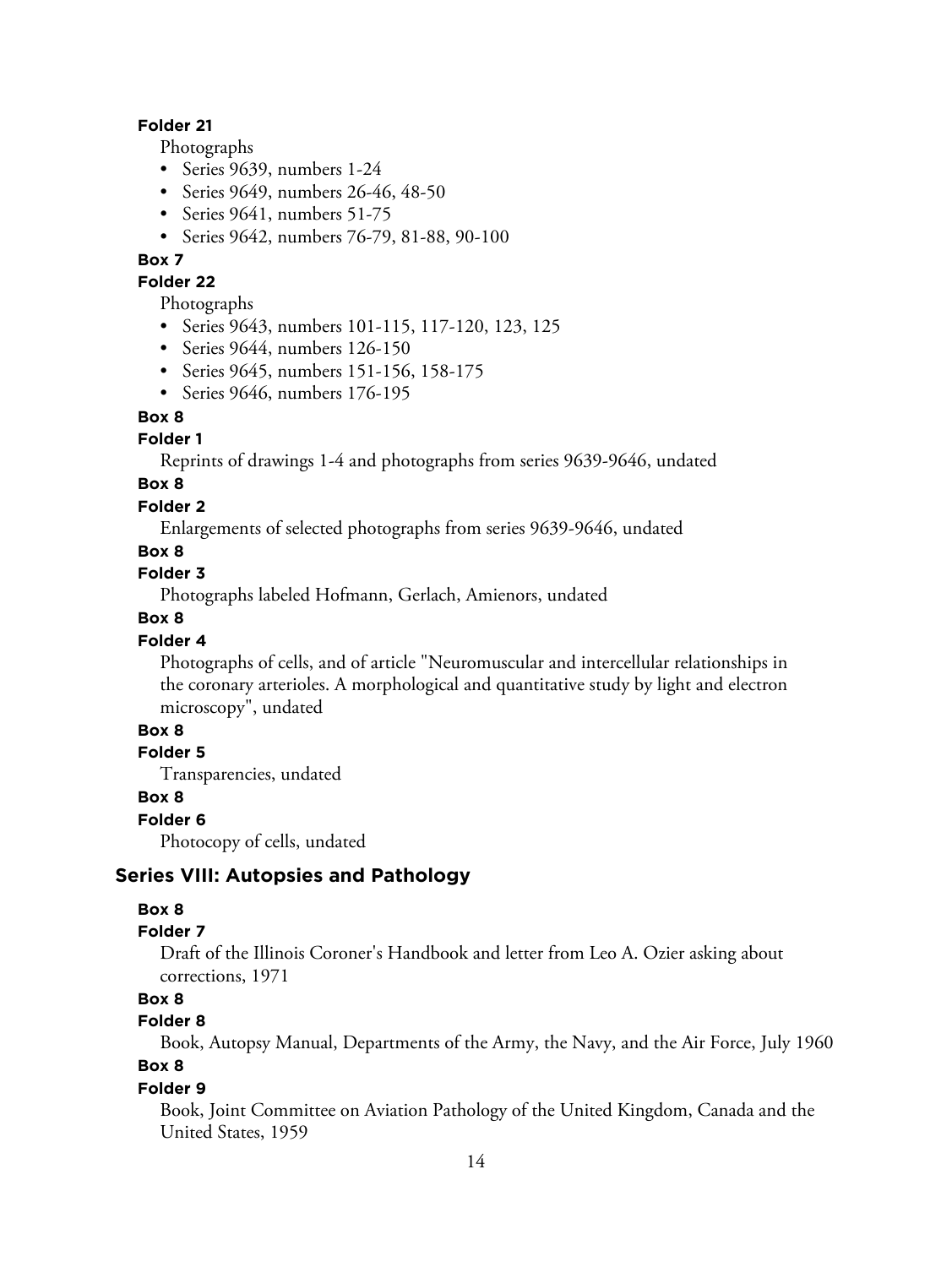**Folder 21**

Photographs

- Series 9639, numbers 1-24
- Series 9649, numbers 26-46, 48-50
- Series 9641, numbers 51-75
- Series 9642, numbers 76-79, 81-88, 90-100

**Box 7**

**Folder 22**

Photographs

- Series 9643, numbers 101-115, 117-120, 123, 125
- Series 9644, numbers 126-150
- Series 9645, numbers 151-156, 158-175
- Series 9646, numbers 176-195

**Box 8**

**Folder 1**

Reprints of drawings 1-4 and photographs from series 9639-9646, undated

**Box 8**

**Folder 2**

Enlargements of selected photographs from series 9639-9646, undated

**Box 8**

**Folder 3**

Photographs labeled Hofmann, Gerlach, Amienors, undated

**Box 8**

**Folder 4**

Photographs of cells, and of article "Neuromuscular and intercellular relationships in the coronary arterioles. A morphological and quantitative study by light and electron microscopy", undated

**Box 8**

**Folder 5**

Transparencies, undated

**Box 8**

**Folder 6**

Photocopy of cells, undated

### Series VIII: Autopsies and Pathology

**Box 8**

**Folder 7**

Draft of the Illinois Coroner's Handbook and letter from Leo A. Ozier asking about corrections, 1971

**Box 8**

**Folder 8**

Book, Autopsy Manual, Departments of the Army, the Navy, and the Air Force, July 1960

**Box 8**

**Folder 9**

Book, Joint Committee on Aviation Pathology of the United Kingdom, Canada and the United States, 1959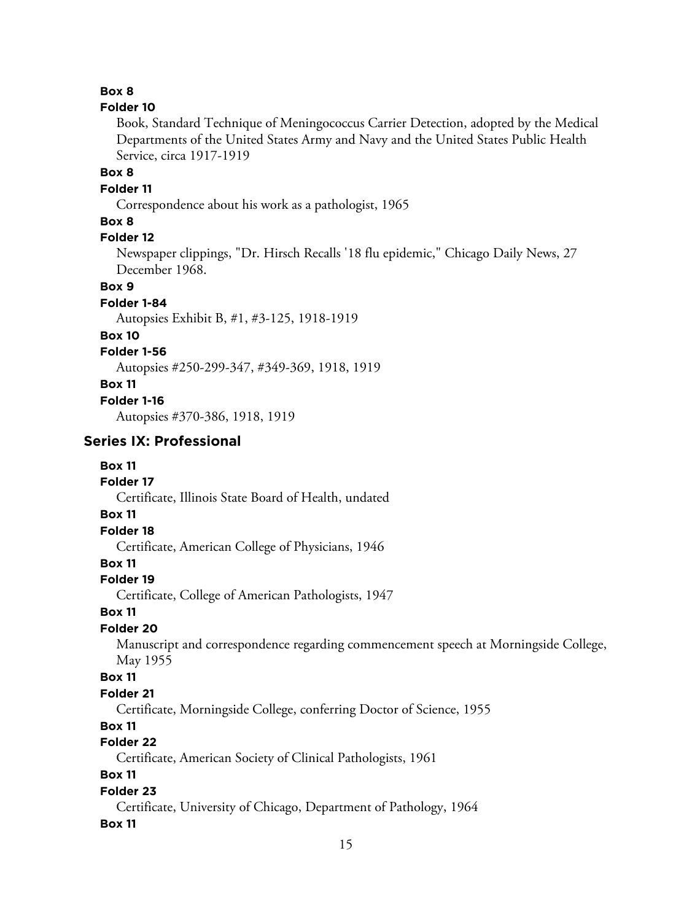**Box 8**

**Folder 10**

Book, Standard Technique of Meningococcus Carrier Detection, adopted by the Medical Departments of the United States Army and Navy and the United States Public Health Service, circa 1917-1919

**Box 8**

**Folder 11**

Correspondence about his work as a pathologist, 1965

**Box 8**

**Folder 12**

Newspaper clippings, "Dr. Hirsch Recalls '18 flu epidemic," Chicago Daily News, 27 December 1968.

**Box 9**

**Folder 1-84**

Autopsies Exhibit B, #1, #3-125, 1918-1919

**Box 10**

**Folder 1-56**

Autopsies #250-299-347, #349-369, 1918, 1919

**Box 11**

**Folder 1-16**

Autopsies #370-386, 1918, 1919

## Series IX: Professional

**Box 11**

**Folder 17**

Certificate, Illinois State Board of Health, undated

**Box 11**

**Folder 18**

Certificate, American College of Physicians, 1946

**Box 11**

**Folder 19**

Certificate, College of American Pathologists, 1947

**Box 11**

**Folder 20**

Manuscript and correspondence regarding commencement speech at Morningside College, May 1955

**Box 11**

**Folder 21**

Certificate, Morningside College, conferring Doctor of Science, 1955

**Box 11**

**Folder 22**

Certificate, American Society of Clinical Pathologists, 1961

**Box 11**

**Folder 23**

Certificate, University of Chicago, Department of Pathology, 1964

**Box 11**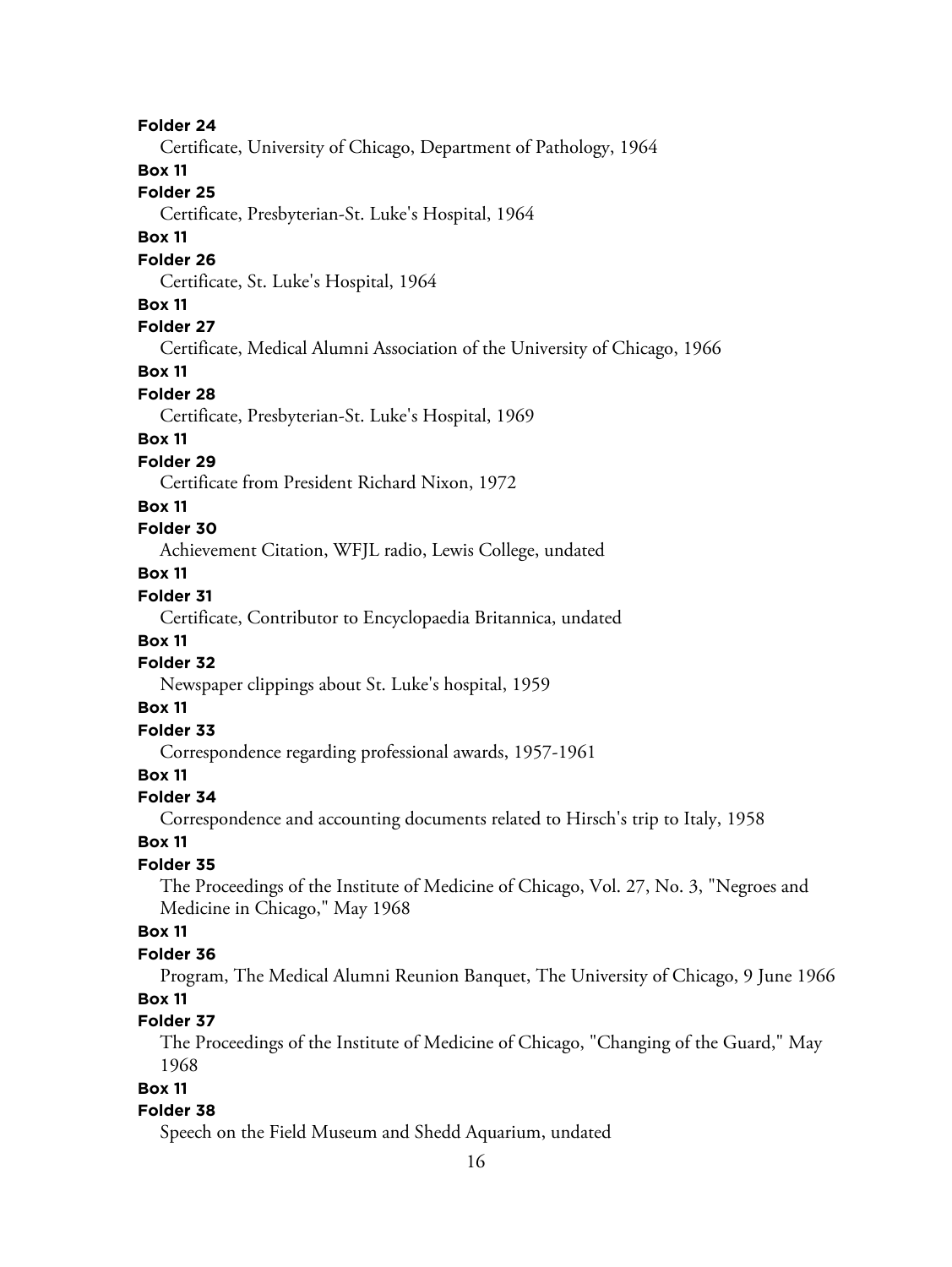**Folder 24**

Certificate, University of Chicago, Department of Pathology, 1964

**Box 11**

**Folder 25**

Certificate, Presbyterian-St. Luke's Hospital, 1964

**Box 11**

**Folder 26**

Certificate, St. Luke's Hospital, 1964

**Box 11**

**Folder 27**

Certificate, Medical Alumni Association of the University of Chicago, 1966

**Box 11**

**Folder 28**

Certificate, Presbyterian-St. Luke's Hospital, 1969

**Box 11**

**Folder 29**

Certificate from President Richard Nixon, 1972

**Box 11**

**Folder 30**

Achievement Citation, WFJL radio, Lewis College, undated

**Box 11**

**Folder 31**

Certificate, Contributor to Encyclopaedia Britannica, undated

**Box 11**

**Folder 32**

Newspaper clippings about St. Luke's hospital, 1959

**Box 11**

**Folder 33**

Correspondence regarding professional awards, 1957-1961

**Box 11**

**Folder 34**

Correspondence and accounting documents related to Hirsch's trip to Italy, 1958

**Box 11**

**Folder 35**

The Proceedings of the Institute of Medicine of Chicago, Vol. 27, No. 3, "Negroes and Medicine in Chicago," May 1968

**Box 11**

**Folder 36**

Program, The Medical Alumni Reunion Banquet, The University of Chicago, 9 June 1966

**Box 11**

**Folder 37**

The Proceedings of the Institute of Medicine of Chicago, "Changing of the Guard," May 1968

**Box 11**

**Folder 38**

Speech on the Field Museum and Shedd Aquarium, undated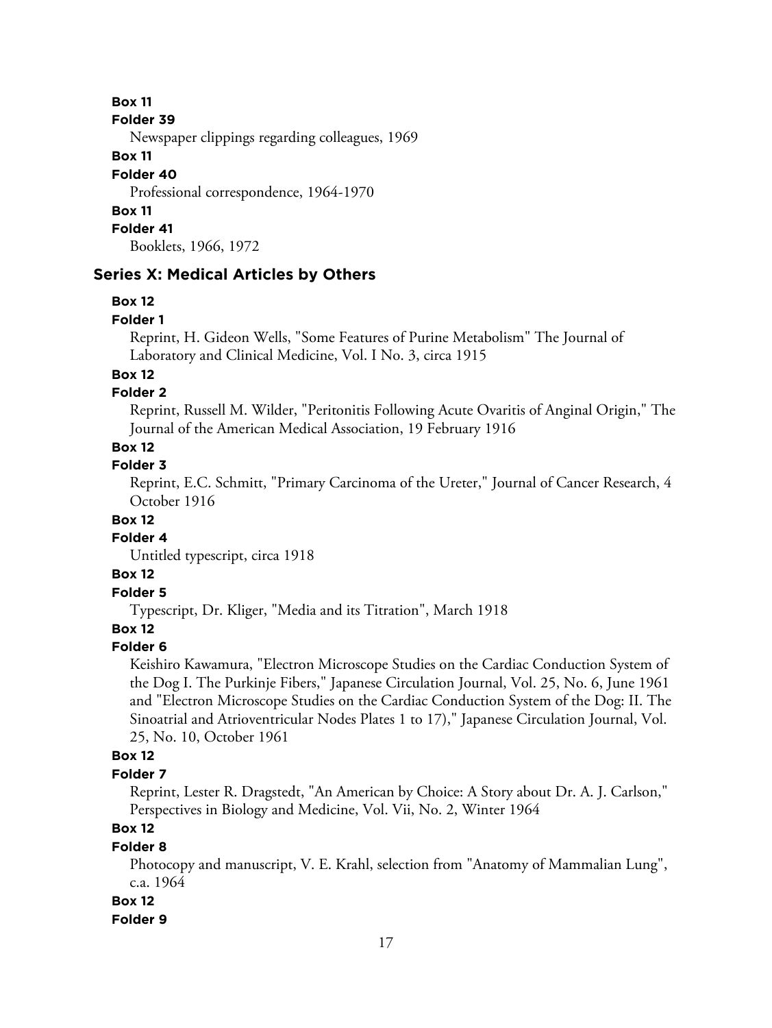**Box 11**

**Folder 39**

Newspaper clippings regarding colleagues, 1969

**Box 11**

**Folder 40**

Professional correspondence, 1964-1970

**Box 11**

**Folder 41**

Booklets, 1966, 1972

## Series X: Medical Articles by Others

**Box 12**

**Folder 1**

Reprint, H. Gideon Wells, "Some Features of Purine Metabolism" The Journal of Laboratory and Clinical Medicine, Vol. I No. 3, circa 1915

**Box 12**

**Folder 2**

Reprint, Russell M. Wilder, "Peritonitis Following Acute Ovaritis of Anginal Origin," The Journal of the American Medical Association, 19 February 1916

**Box 12**

**Folder 3**

Reprint, E.C. Schmitt, "Primary Carcinoma of the Ureter," Journal of Cancer Research, 4 October 1916

**Box 12**

**Folder 4**

Untitled typescript, circa 1918

**Box 12**

**Folder 5**

Typescript, Dr. Kliger, "Media and its Titration", March 1918

**Box 12**

**Folder 6**

Keishiro Kawamura, "Electron Microscope Studies on the Cardiac Conduction System of the Dog I. The Purkinje Fibers," Japanese Circulation Journal, Vol. 25, No. 6, June 1961 and "Electron Microscope Studies on the Cardiac Conduction System of the Dog: II. The Sinoatrial and Atrioventricular Nodes Plates 1 to 17)," Japanese Circulation Journal, Vol. 25, No. 10, October 1961

**Box 12**

**Folder 7**

Reprint, Lester R. Dragstedt, "An American by Choice: A Story about Dr. A. J. Carlson," Perspectives in Biology and Medicine, Vol. Vii, No. 2, Winter 1964

**Box 12**

**Folder 8**

Photocopy and manuscript, V. E. Krahl, selection from "Anatomy of Mammalian Lung", c.a. 1964

**Box 12**

**Folder 9**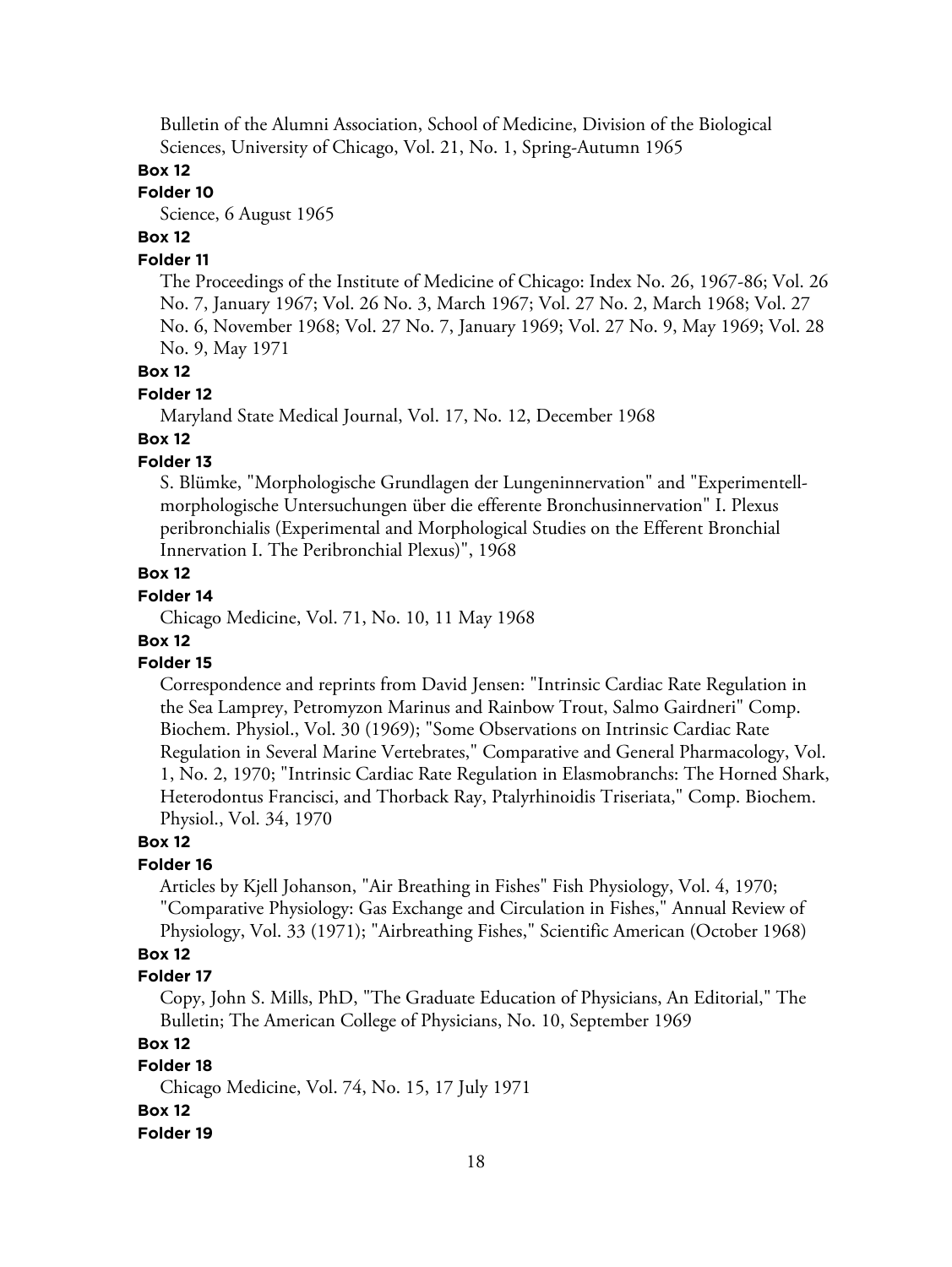Bulletin of the Alumni Association, School of Medicine, Division of the Biological Sciences, University of Chicago, Vol. 21, No. 1, Spring-Autumn 1965

**Box 12**

**Folder 10**

Science, 6 August 1965

**Box 12**

**Folder 11**

The Proceedings of the Institute of Medicine of Chicago: Index No. 26, 1967-86; Vol. 26 No. 7, January 1967; Vol. 26 No. 3, March 1967; Vol. 27 No. 2, March 1968; Vol. 27 No. 6, November 1968; Vol. 27 No. 7, January 1969; Vol. 27 No. 9, May 1969; Vol. 28 No. 9, May 1971

**Box 12**

**Folder 12**

Maryland State Medical Journal, Vol. 17, No. 12, December 1968

**Box 12**

**Folder 13**

S. Blümke, "Morphologische Grundlagen der Lungeninnervation" and "Experimentell-morphologische Untersuchungen über die efferente Bronchusinnervation" I. Plexus peribronchialis (Experimental and Morphological Studies on the Efferent Bronchial Innervation I. The Peribronchial Plexus)", 1968

**Box 12**

**Folder 14**

Chicago Medicine, Vol. 71, No. 10, 11 May 1968

**Box 12**

**Folder 15**

Correspondence and reprints from David Jensen: "Intrinsic Cardiac Rate Regulation in the Sea Lamprey, Petromyzon Marinus and Rainbow Trout, Salmo Gairdneri" Comp. Biochem. Physiol., Vol. 30 (1969); "Some Observations on Intrinsic Cardiac Rate Regulation in Several Marine Vertebrates," Comparative and General Pharmacology, Vol. 1, No. 2, 1970; "Intrinsic Cardiac Rate Regulation in Elasmobranchs: The Horned Shark, Heterodontus Francisci, and Thorback Ray, Ptalyrhinoidis Triseriata," Comp. Biochem. Physiol., Vol. 34, 1970

**Box 12**

**Folder 16**

Articles by Kjell Johanson, "Air Breathing in Fishes" Fish Physiology, Vol. 4, 1970; "Comparative Physiology: Gas Exchange and Circulation in Fishes," Annual Review of Physiology, Vol. 33 (1971); "Airbreathing Fishes," Scientific American (October 1968)

**Box 12**

**Folder 17**

Copy, John S. Mills, PhD, "The Graduate Education of Physicians, An Editorial," The Bulletin; The American College of Physicians, No. 10, September 1969

**Box 12**

**Folder 18**

Chicago Medicine, Vol. 74, No. 15, 17 July 1971

**Box 12**

**Folder 19**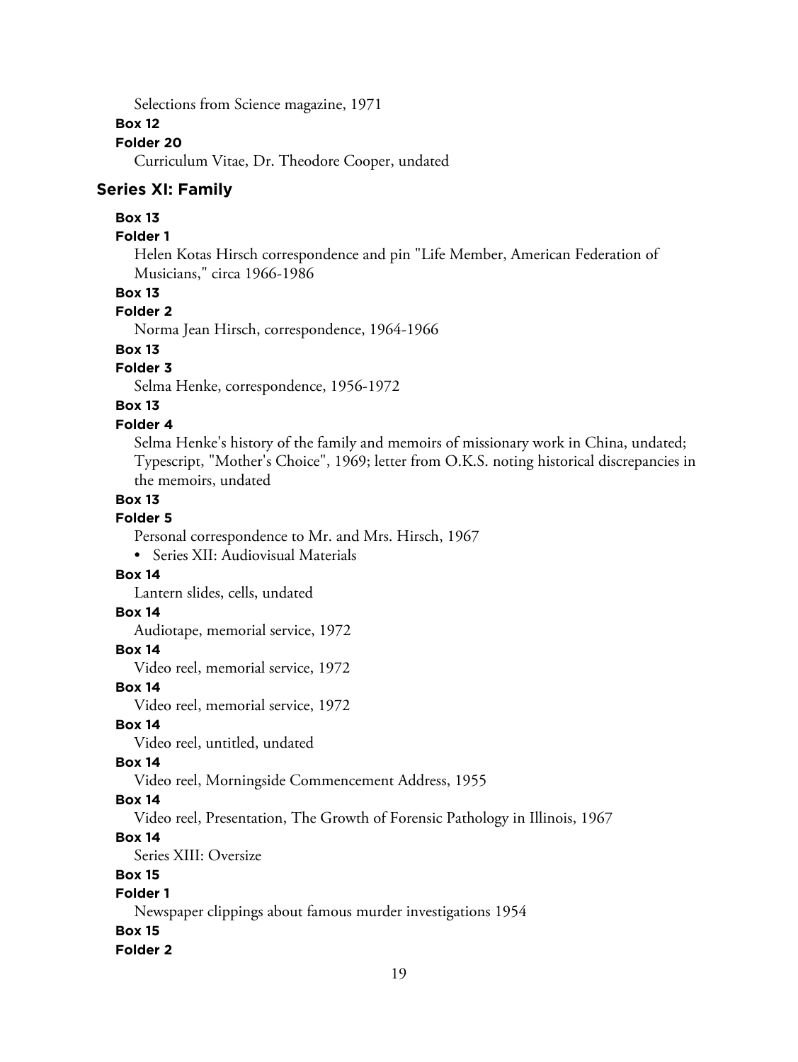Selections from Science magazine, 1971

**Box 12**

**Folder 20**

Curriculum Vitae, Dr. Theodore Cooper, undated

## Series XI: Family

**Box 13**

**Folder 1**

Helen Kotas Hirsch correspondence and pin "Life Member, American Federation of Musicians," circa 1966-1986

**Box 13**

**Folder 2**

Norma Jean Hirsch, correspondence, 1964-1966

**Box 13**

**Folder 3**

Selma Henke, correspondence, 1956-1972

**Box 13**

**Folder 4**

Selma Henke's history of the family and memoirs of missionary work in China, undated; Typescript, "Mother's Choice", 1969; letter from O.K.S. noting historical discrepancies in the memoirs, undated

**Box 13**

**Folder 5**

Personal correspondence to Mr. and Mrs. Hirsch, 1967

- Series XII: Audiovisual Materials

**Box 14**

Lantern slides, cells, undated

**Box 14**

Audiotape, memorial service, 1972

**Box 14**

Video reel, memorial service, 1972

**Box 14**

Video reel, memorial service, 1972

**Box 14**

Video reel, untitled, undated

**Box 14**

Video reel, Morningside Commencement Address, 1955

**Box 14**

Video reel, Presentation, The Growth of Forensic Pathology in Illinois, 1967

**Box 14**

Series XIII: Oversize

**Box 15**

**Folder 1**

Newspaper clippings about famous murder investigations 1954

**Box 15**

**Folder 2**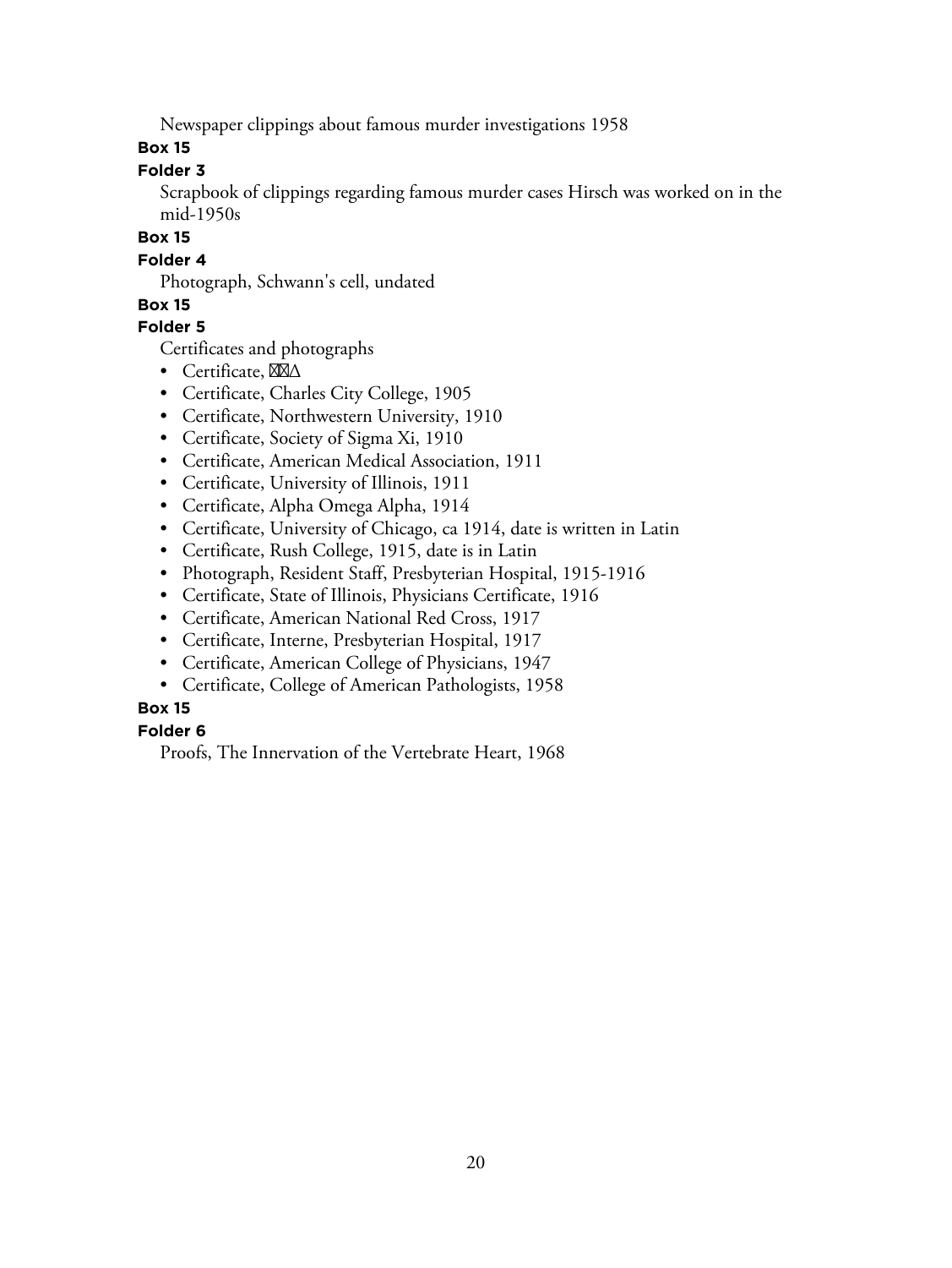Newspaper clippings about famous murder investigations 1958

**Box 15**

**Folder 3**

Scrapbook of clippings regarding famous murder cases Hirsch was worked on in the mid-1950s

**Box 15**

**Folder 4**

Photograph, Schwann's cell, undated

**Box 15**

**Folder 5**

Certificates and photographs

- Certificate, ΣΧΔ
- Certificate, Charles City College, 1905
- Certificate, Northwestern University, 1910
- Certificate, Society of Sigma Xi, 1910
- Certificate, American Medical Association, 1911
- Certificate, University of Illinois, 1911
- Certificate, Alpha Omega Alpha, 1914
- Certificate, University of Chicago, ca 1914, date is written in Latin
- Certificate, Rush College, 1915, date is in Latin
- Photograph, Resident Staff, Presbyterian Hospital, 1915-1916
- Certificate, State of Illinois, Physicians Certificate, 1916
- Certificate, American National Red Cross, 1917
- Certificate, Interne, Presbyterian Hospital, 1917
- Certificate, American College of Physicians, 1947
- Certificate, College of American Pathologists, 1958

**Box 15**

**Folder 6**

Proofs, The Innervation of the Vertebrate Heart, 1968